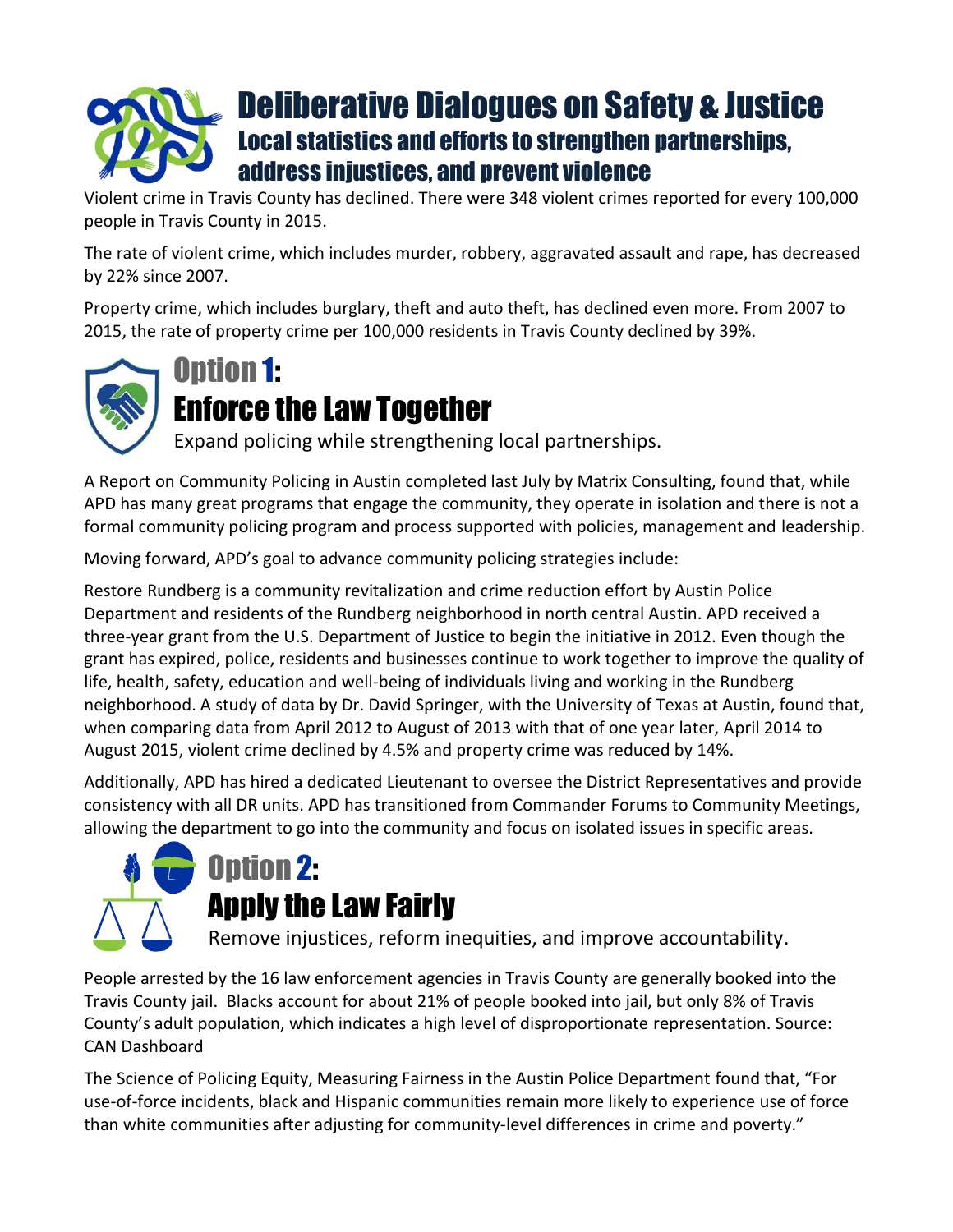# Deliberative Dialogues on Safety & Justice

## Local statistics and efforts to strengthen partnerships, address injustices, and prevent violence

Violent crime in Travis County has declined. There were 348 violent crimes reported for every 100,000 people in Travis County in 2015.

The rate of violent crime, which includes murder, robbery, aggravated assault and rape, has decreased by 22% since 2007.

Property crime, which includes burglary, theft and auto theft, has declined even more. From 2007 to 2015, the rate of property crime per 100,000 residents in Travis County declined by 39%.

## Option 1: Enforce the Law Together

Expand policing while strengthening local partnerships.

A Report on Community Policing in Austin completed last July by Matrix Consulting, found that, while APD has many great programs that engage the community, they operate in isolation and there is not a formal community policing program and process supported with policies, management and leadership.

Moving forward, APD's goal to advance community policing strategies include:

Restore Rundberg is a community revitalization and crime reduction effort by Austin Police Department and residents of the Rundberg neighborhood in north central Austin. APD received a three-year grant from the U.S. Department of Justice to begin the initiative in 2012. Even though the grant has expired, police, residents and businesses continue to work together to improve the quality of life, health, safety, education and well-being of individuals living and working in the Rundberg neighborhood. A study of data by Dr. David Springer, with the University of Texas at Austin, found that, when comparing data from April 2012 to August of 2013 with that of one year later, April 2014 to August 2015, violent crime declined by 4.5% and property crime was reduced by 14%.

Additionally, APD has hired a dedicated Lieutenant to oversee the District Representatives and provide consistency with all DR units. APD has transitioned from Commander Forums to Community Meetings, allowing the department to go into the community and focus on isolated issues in specific areas.

## Option 2: Apply the Law Fairly

Remove injustices, reform inequities, and improve accountability.

People arrested by the 16 law enforcement agencies in Travis County are generally booked into the Travis County jail. Blacks account for about 21% of people booked into jail, but only 8% of Travis County's adult population, which indicates a high level of disproportionate representation. Source: CAN Dashboard

The Science of Policing Equity, Measuring Fairness in the Austin Police Department found that, "For use-of-force incidents, black and Hispanic communities remain more likely to experience use of force than white communities after adjusting for community-level differences in crime and poverty."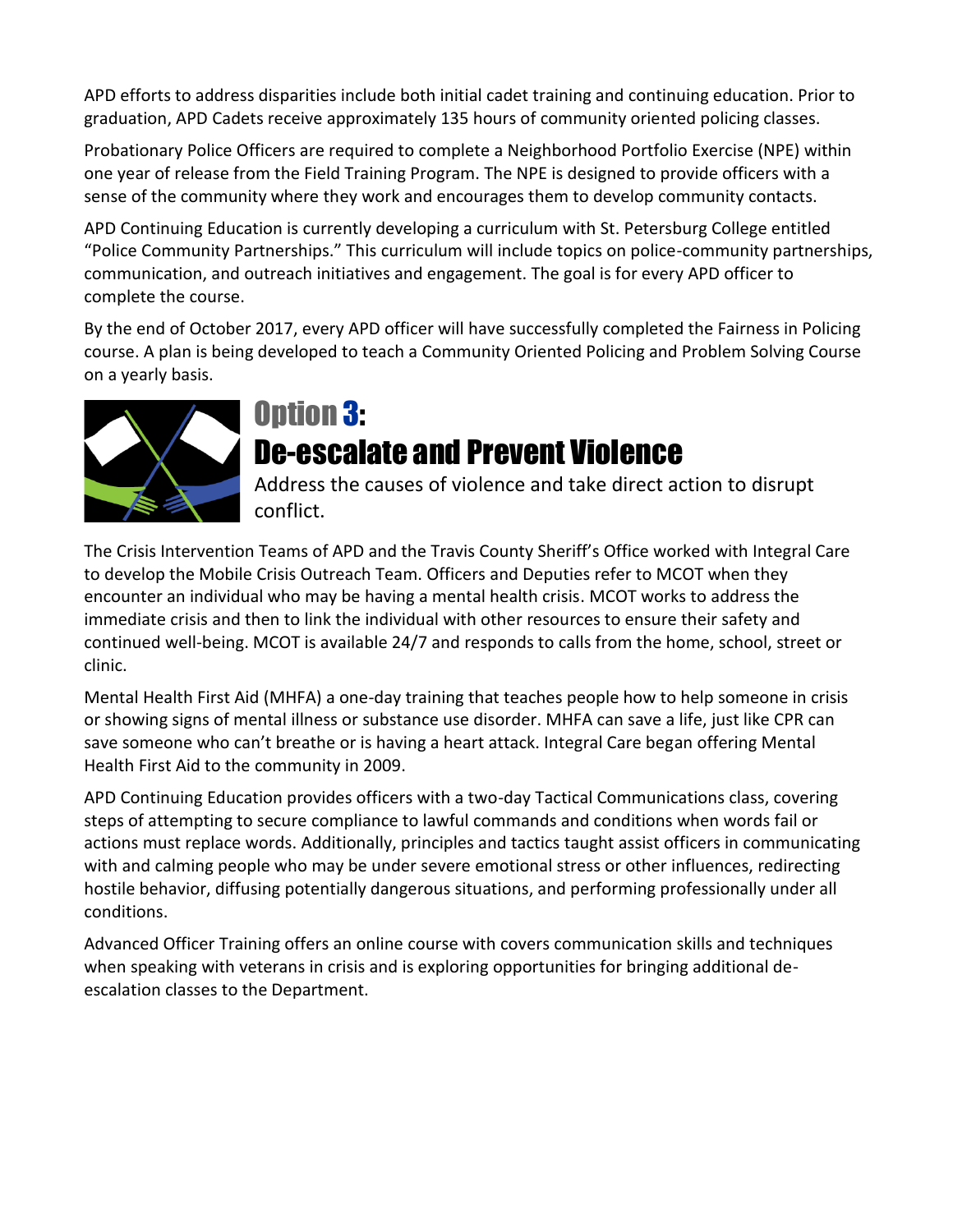APD efforts to address disparities include both initial cadet training and continuing education. Prior to graduation, APD Cadets receive approximately 135 hours of community oriented policing classes.

Probationary Police Officers are required to complete a Neighborhood Portfolio Exercise (NPE) within one year of release from the Field Training Program. The NPE is designed to provide officers with a sense of the community where they work and encourages them to develop community contacts.

APD Continuing Education is currently developing a curriculum with St. Petersburg College entitled "Police Community Partnerships." This curriculum will include topics on police-community partnerships, communication, and outreach initiatives and engagement. The goal is for every APD officer to complete the course.

By the end of October 2017, every APD officer will have successfully completed the Fairness in Policing course. A plan is being developed to teach a Community Oriented Policing and Problem Solving Course on a yearly basis.

## Option 3: De-escalate and Prevent Violence

Address the causes of violence and take direct action to disrupt conflict.

The Crisis Intervention Teams of APD and the Travis County Sheriff's Office worked with Integral Care to develop the Mobile Crisis Outreach Team. Officers and Deputies refer to MCOT when they encounter an individual who may be having a mental health crisis. MCOT works to address the immediate crisis and then to link the individual with other resources to ensure their safety and continued well-being. MCOT is available 24/7 and responds to calls from the home, school, street or clinic.

Mental Health First Aid (MHFA) a one-day training that teaches people how to help someone in crisis or showing signs of mental illness or substance use disorder. MHFA can save a life, just like CPR can save someone who can't breathe or is having a heart attack. Integral Care began offering Mental Health First Aid to the community in 2009.

APD Continuing Education provides officers with a two-day Tactical Communications class, covering steps of attempting to secure compliance to lawful commands and conditions when words fail or actions must replace words. Additionally, principles and tactics taught assist officers in communicating with and calming people who may be under severe emotional stress or other influences, redirecting hostile behavior, diffusing potentially dangerous situations, and performing professionally under all conditions.

Advanced Officer Training offers an online course with covers communication skills and techniques when speaking with veterans in crisis and is exploring opportunities for bringing additional de-escalation classes to the Department.